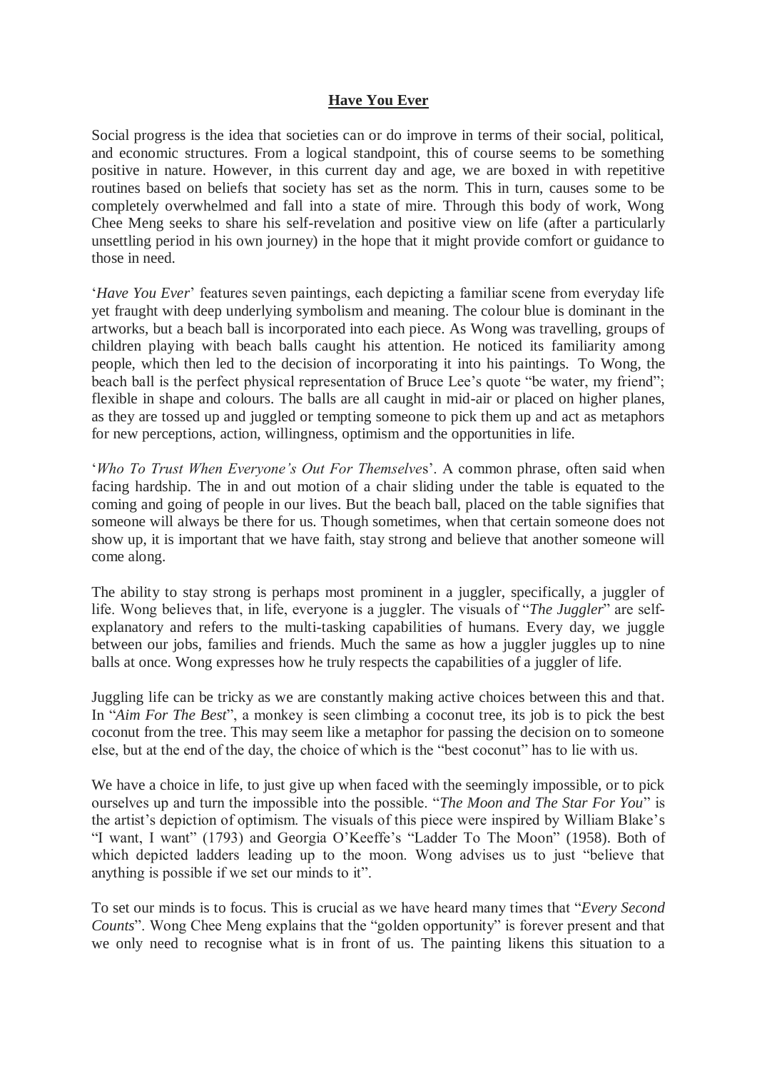**Have You Ever**

Social progress is the idea that societies can or do improve in terms of their social, political, and economic structures. From a logical standpoint, this of course seems to be something positive in nature. However, in this current day and age, we are boxed in with repetitive routines based on beliefs that society has set as the norm. This in turn, causes some to be completely overwhelmed and fall into a state of mire. Through this body of work, Wong Chee Meng seeks to share his self-revelation and positive view on life (after a particularly unsettling period in his own journey) in the hope that it might provide comfort or guidance to those in need.

'*Have You Ever*' features seven paintings, each depicting a familiar scene from everyday life yet fraught with deep underlying symbolism and meaning. The colour blue is dominant in the artworks, but a beach ball is incorporated into each piece. As Wong was travelling, groups of children playing with beach balls caught his attention. He noticed its familiarity among people, which then led to the decision of incorporating it into his paintings. To Wong, the beach ball is the perfect physical representation of Bruce Lee's quote "be water, my friend"; flexible in shape and colours. The balls are all caught in mid-air or placed on higher planes, as they are tossed up and juggled or tempting someone to pick them up and act as metaphors for new perceptions, action, willingness, optimism and the opportunities in life.

'*Who To Trust When Everyone's Out For Themselve*s'. A common phrase, often said when facing hardship. The in and out motion of a chair sliding under the table is equated to the coming and going of people in our lives. But the beach ball, placed on the table signifies that someone will always be there for us. Though sometimes, when that certain someone does not show up, it is important that we have faith, stay strong and believe that another someone will come along.

The ability to stay strong is perhaps most prominent in a juggler, specifically, a juggler of life. Wong believes that, in life, everyone is a juggler. The visuals of "*The Juggler*" are self-explanatory and refers to the multi-tasking capabilities of humans. Every day, we juggle between our jobs, families and friends. Much the same as how a juggler juggles up to nine balls at once. Wong expresses how he truly respects the capabilities of a juggler of life.

Juggling life can be tricky as we are constantly making active choices between this and that. In "*Aim For The Best*", a monkey is seen climbing a coconut tree, its job is to pick the best coconut from the tree. This may seem like a metaphor for passing the decision on to someone else, but at the end of the day, the choice of which is the "best coconut" has to lie with us.

We have a choice in life, to just give up when faced with the seemingly impossible, or to pick ourselves up and turn the impossible into the possible. "*The Moon and The Star For You*" is the artist's depiction of optimism. The visuals of this piece were inspired by William Blake's "I want, I want" (1793) and Georgia O'Keeffe's "Ladder To The Moon" (1958). Both of which depicted ladders leading up to the moon. Wong advises us to just "believe that anything is possible if we set our minds to it".

To set our minds is to focus. This is crucial as we have heard many times that "*Every Second Counts*". Wong Chee Meng explains that the "golden opportunity" is forever present and that we only need to recognise what is in front of us. The painting likens this situation to a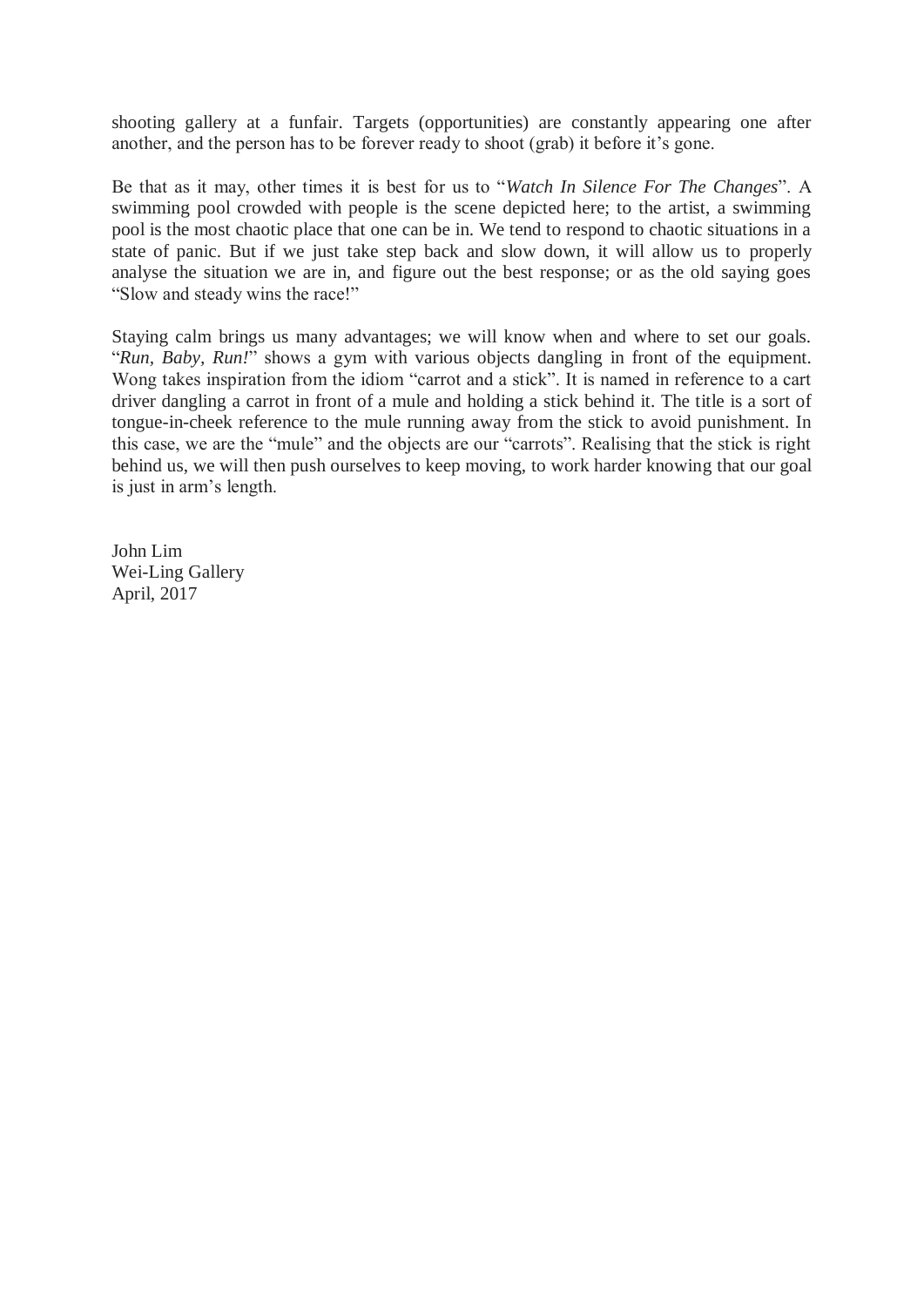shooting gallery at a funfair. Targets (opportunities) are constantly appearing one after another, and the person has to be forever ready to shoot (grab) it before it's gone.

Be that as it may, other times it is best for us to "*Watch In Silence For The Changes*". A swimming pool crowded with people is the scene depicted here; to the artist, a swimming pool is the most chaotic place that one can be in. We tend to respond to chaotic situations in a state of panic. But if we just take step back and slow down, it will allow us to properly analyse the situation we are in, and figure out the best response; or as the old saying goes "Slow and steady wins the race!"

Staying calm brings us many advantages; we will know when and where to set our goals. "*Run, Baby, Run!*" shows a gym with various objects dangling in front of the equipment. Wong takes inspiration from the idiom "carrot and a stick". It is named in reference to a cart driver dangling a carrot in front of a mule and holding a stick behind it. The title is a sort of tongue-in-cheek reference to the mule running away from the stick to avoid punishment. In this case, we are the "mule" and the objects are our "carrots". Realising that the stick is right behind us, we will then push ourselves to keep moving, to work harder knowing that our goal is just in arm's length.

John Lim  
Wei-Ling Gallery  
April, 2017